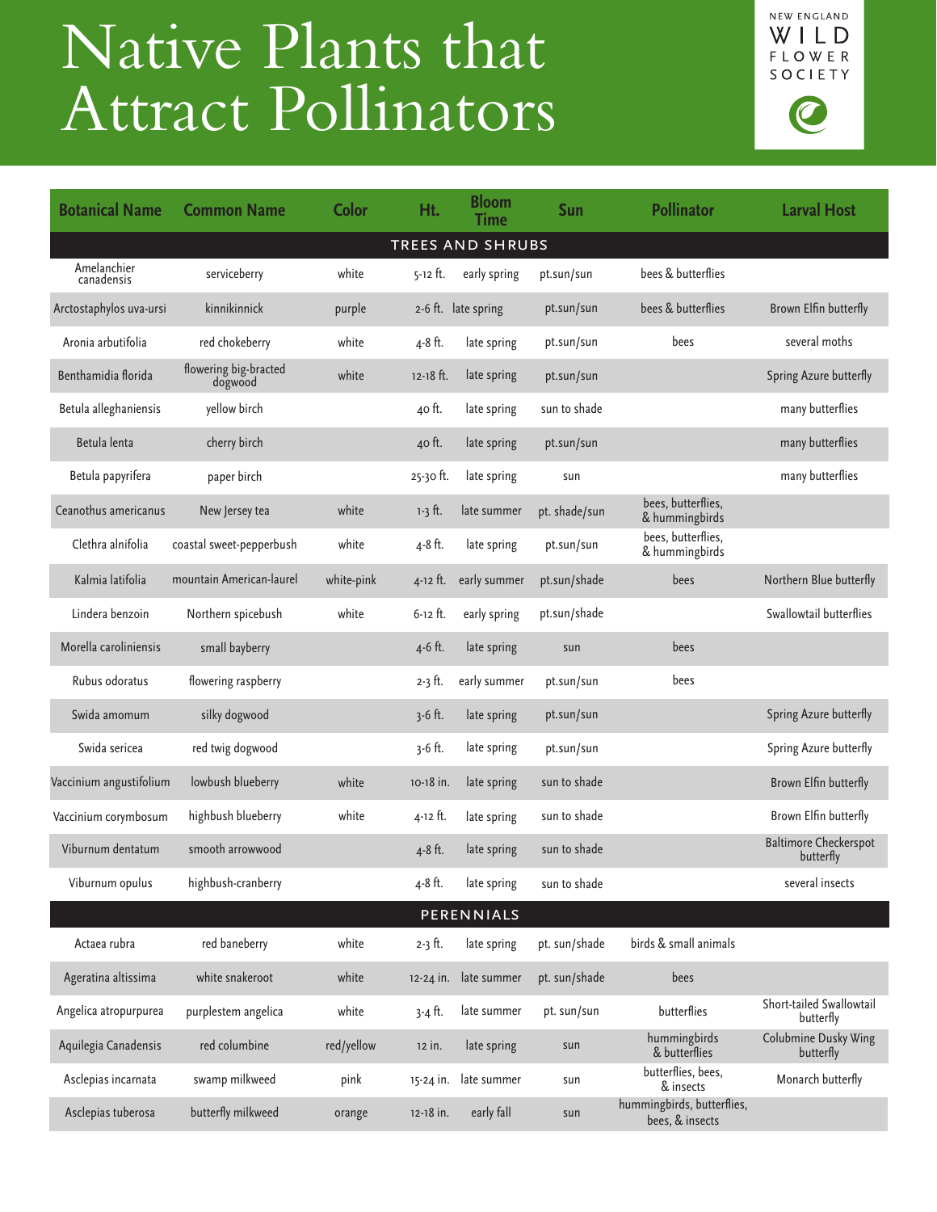# Native Plants that Attract Pollinators

NEW ENGLAND WILD FLOWER SOCIETY

| Botanical Name | Common Name | Color | Ht. | Bloom Time | Sun | Pollinator | Larval Host |
|---|---|---|---|---|---|---|---|
| **TREES AND SHRUBS** | | | | | | | |
| Amelanchier canadensis | serviceberry | white | 5-12 ft. | early spring | pt.sun/sun | bees & butterflies | |
| Arctostaphylos uva-ursi | kinnikinnick | purple | 2-6 ft. | late spring | pt.sun/sun | bees & butterflies | Brown Elfin butterfly |
| Aronia arbutifolia | red chokeberry | white | 4-8 ft. | late spring | pt.sun/sun | bees | several moths |
| Benthamidia florida | flowering big-bracted dogwood | white | 12-18 ft. | late spring | pt.sun/sun | | Spring Azure butterfly |
| Betula alleghaniensis | yellow birch | | 40 ft. | late spring | sun to shade | | many butterflies |
| Betula lenta | cherry birch | | 40 ft. | late spring | pt.sun/sun | | many butterflies |
| Betula papyrifera | paper birch | | 25-30 ft. | late spring | sun | | many butterflies |
| Ceanothus americanus | New Jersey tea | white | 1-3 ft. | late summer | pt. shade/sun | bees, butterflies, & hummingbirds | |
| Clethra alnifolia | coastal sweet-pepperbush | white | 4-8 ft. | late spring | pt.sun/sun | bees, butterflies, & hummingbirds | |
| Kalmia latifolia | mountain American-laurel | white-pink | 4-12 ft. | early summer | pt.sun/shade | bees | Northern Blue butterfly |
| Lindera benzoin | Northern spicebush | white | 6-12 ft. | early spring | pt.sun/shade | | Swallowtail butterflies |
| Morella caroliniensis | small bayberry | | 4-6 ft. | late spring | sun | bees | |
| Rubus odoratus | flowering raspberry | | 2-3 ft. | early summer | pt.sun/sun | bees | |
| Swida amomum | silky dogwood | | 3-6 ft. | late spring | pt.sun/sun | | Spring Azure butterfly |
| Swida sericea | red twig dogwood | | 3-6 ft. | late spring | pt.sun/sun | | Spring Azure butterfly |
| Vaccinium angustifolium | lowbush blueberry | white | 10-18 in. | late spring | sun to shade | | Brown Elfin butterfly |
| Vaccinium corymbosum | highbush blueberry | white | 4-12 ft. | late spring | sun to shade | | Brown Elfin butterfly |
| Viburnum dentatum | smooth arrowwood | | 4-8 ft. | late spring | sun to shade | | Baltimore Checkerspot butterfly |
| Viburnum opulus | highbush-cranberry | | 4-8 ft. | late spring | sun to shade | | several insects |
| **PERENNIALS** | | | | | | | |
| Actaea rubra | red baneberry | white | 2-3 ft. | late spring | pt. sun/shade | birds & small animals | |
| Ageratina altissima | white snakeroot | white | 12-24 in. | late summer | pt. sun/shade | bees | |
| Angelica atropurpurea | purplestem angelica | white | 3-4 ft. | late summer | pt. sun/sun | butterflies | Short-tailed Swallowtail butterfly |
| Aquilegia Canadensis | red columbine | red/yellow | 12 in. | late spring | sun | hummingbirds & butterflies | Colubmine Dusky Wing butterfly |
| Asclepias incarnata | swamp milkweed | pink | 15-24 in. | late summer | sun | butterflies, bees, & insects | Monarch butterfly |
| Asclepias tuberosa | butterfly milkweed | orange | 12-18 in. | early fall | sun | hummingbirds, butterflies, bees, & insects | |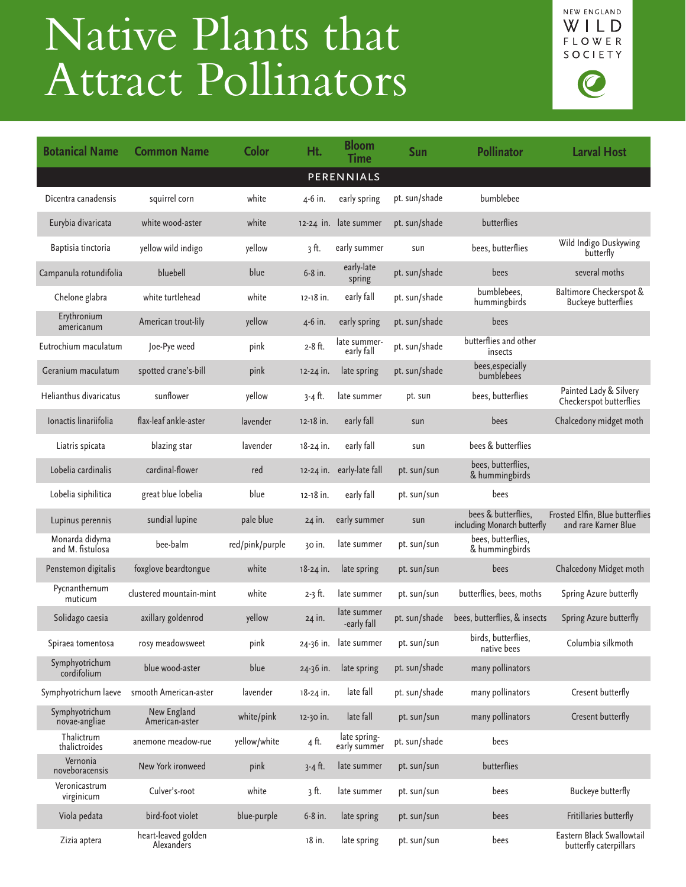# Native Plants that Attract Pollinators

NEW ENGLAND WILD FLOWER SOCIETY

| Botanical Name | Common Name | Color | Ht. | Bloom Time | Sun | Pollinator | Larval Host |
|---|---|---|---|---|---|---|---|
| **PERENNIALS** | | | | | | | |
| Dicentra canadensis | squirrel corn | white | 4-6 in. | early spring | pt. sun/shade | bumblebee | |
| Eurybia divaricata | white wood-aster | white | 12-24 in. | late summer | pt. sun/shade | butterflies | |
| Baptisia tinctoria | yellow wild indigo | yellow | 3 ft. | early summer | sun | bees, butterflies | Wild Indigo Duskywing butterfly |
| Campanula rotundifolia | bluebell | blue | 6-8 in. | early-late spring | pt. sun/shade | bees | several moths |
| Chelone glabra | white turtlehead | white | 12-18 in. | early fall | pt. sun/shade | bumblebees, hummingbirds | Baltimore Checkerspot & Buckeye butterflies |
| Erythronium americanum | American trout-lily | yellow | 4-6 in. | early spring | pt. sun/shade | bees | |
| Eutrochium maculatum | Joe-Pye weed | pink | 2-8 ft. | late summer-early fall | pt. sun/shade | butterflies and other insects | |
| Geranium maculatum | spotted crane's-bill | pink | 12-24 in. | late spring | pt. sun/shade | bees,especially bumblebees | |
| Helianthus divaricatus | sunflower | yellow | 3-4 ft. | late summer | pt. sun | bees, butterflies | Painted Lady & Silvery Checkerspot butterflies |
| Ionactis linariifolia | flax-leaf ankle-aster | lavender | 12-18 in. | early fall | sun | bees | Chalcedony midget moth |
| Liatris spicata | blazing star | lavender | 18-24 in. | early fall | sun | bees & butterflies | |
| Lobelia cardinalis | cardinal-flower | red | 12-24 in. | early-late fall | pt. sun/sun | bees, butterflies, & hummingbirds | |
| Lobelia siphilitica | great blue lobelia | blue | 12-18 in. | early fall | pt. sun/sun | bees | |
| Lupinus perennis | sundial lupine | pale blue | 24 in. | early summer | sun | bees & butterflies, including Monarch butterfly | Frosted Elfin, Blue butterflies and rare Karner Blue |
| Monarda didyma and M. fistulosa | bee-balm | red/pink/purple | 30 in. | late summer | pt. sun/sun | bees, butterflies, & hummingbirds | |
| Penstemon digitalis | foxglove beardtongue | white | 18-24 in. | late spring | pt. sun/sun | bees | Chalcedony Midget moth |
| Pycnanthemum muticum | clustered mountain-mint | white | 2-3 ft. | late summer | pt. sun/sun | butterflies, bees, moths | Spring Azure butterfly |
| Solidago caesia | axillary goldenrod | yellow | 24 in. | late summer -early fall | pt. sun/shade | bees, butterflies, & insects | Spring Azure butterfly |
| Spiraea tomentosa | rosy meadowsweet | pink | 24-36 in. | late summer | pt. sun/sun | birds, butterflies, native bees | Columbia silkmoth |
| Symphyotrichum cordifolium | blue wood-aster | blue | 24-36 in. | late spring | pt. sun/shade | many pollinators | |
| Symphyotrichum laeve | smooth American-aster | lavender | 18-24 in. | late fall | pt. sun/shade | many pollinators | Cresent butterfly |
| Symphyotrichum novae-angliae | New England American-aster | white/pink | 12-30 in. | late fall | pt. sun/sun | many pollinators | Cresent butterfly |
| Thalictrum thalictroides | anemone meadow-rue | yellow/white | 4 ft. | late spring-early summer | pt. sun/shade | bees | |
| Vernonia noveboracensis | New York ironweed | pink | 3-4 ft. | late summer | pt. sun/sun | butterflies | |
| Veronicastrum virginicum | Culver's-root | white | 3 ft. | late summer | pt. sun/sun | bees | Buckeye butterfly |
| Viola pedata | bird-foot violet | blue-purple | 6-8 in. | late spring | pt. sun/sun | bees | Fritillaries butterfly |
| Zizia aptera | heart-leaved golden Alexanders | | 18 in. | late spring | pt. sun/sun | bees | Eastern Black Swallowtail butterfly caterpillars |